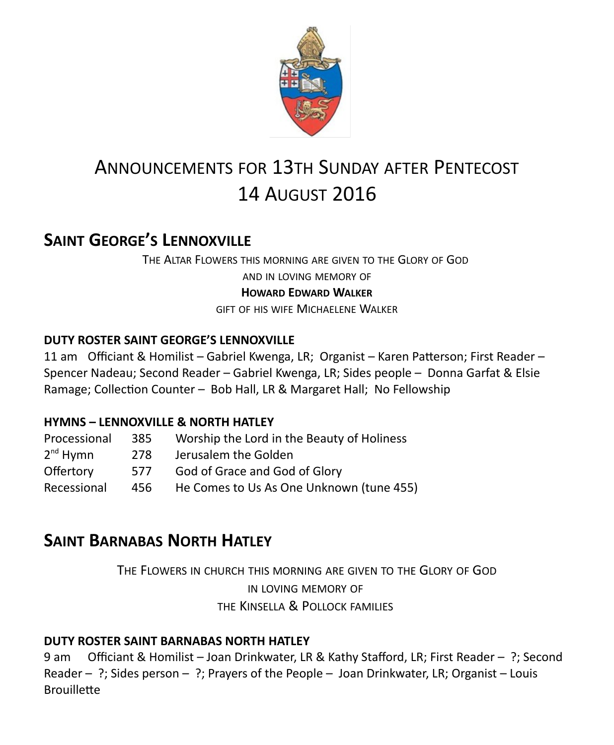# Announcements for 13th Sunday after Pentecost
# 14 August 2016

## Saint George's Lennoxville

The Altar Flowers this morning are given to the Glory of God
and in loving memory of
**Howard Edward Walker**
gift of his wife Michaelene Walker

### DUTY ROSTER SAINT GEORGE'S LENNOXVILLE

11 am Officiant & Homilist – Gabriel Kwenga, LR; Organist – Karen Patterson; First Reader – Spencer Nadeau; Second Reader – Gabriel Kwenga, LR; Sides people – Donna Garfat & Elsie Ramage; Collection Counter – Bob Hall, LR & Margaret Hall; No Fellowship

### HYMNS – LENNOXVILLE & NORTH HATLEY

| | | |
|---|---|---|
| Processional | 385 | Worship the Lord in the Beauty of Holiness |
| 2nd Hymn | 278 | Jerusalem the Golden |
| Offertory | 577 | God of Grace and God of Glory |
| Recessional | 456 | He Comes to Us As One Unknown (tune 455) |

## Saint Barnabas North Hatley

The Flowers in church this morning are given to the Glory of God
in loving memory of
the Kinsella & Pollock families

### DUTY ROSTER SAINT BARNABAS NORTH HATLEY

9 am Officiant & Homilist – Joan Drinkwater, LR & Kathy Stafford, LR; First Reader – ?; Second Reader – ?; Sides person – ?; Prayers of the People – Joan Drinkwater, LR; Organist – Louis Brouillette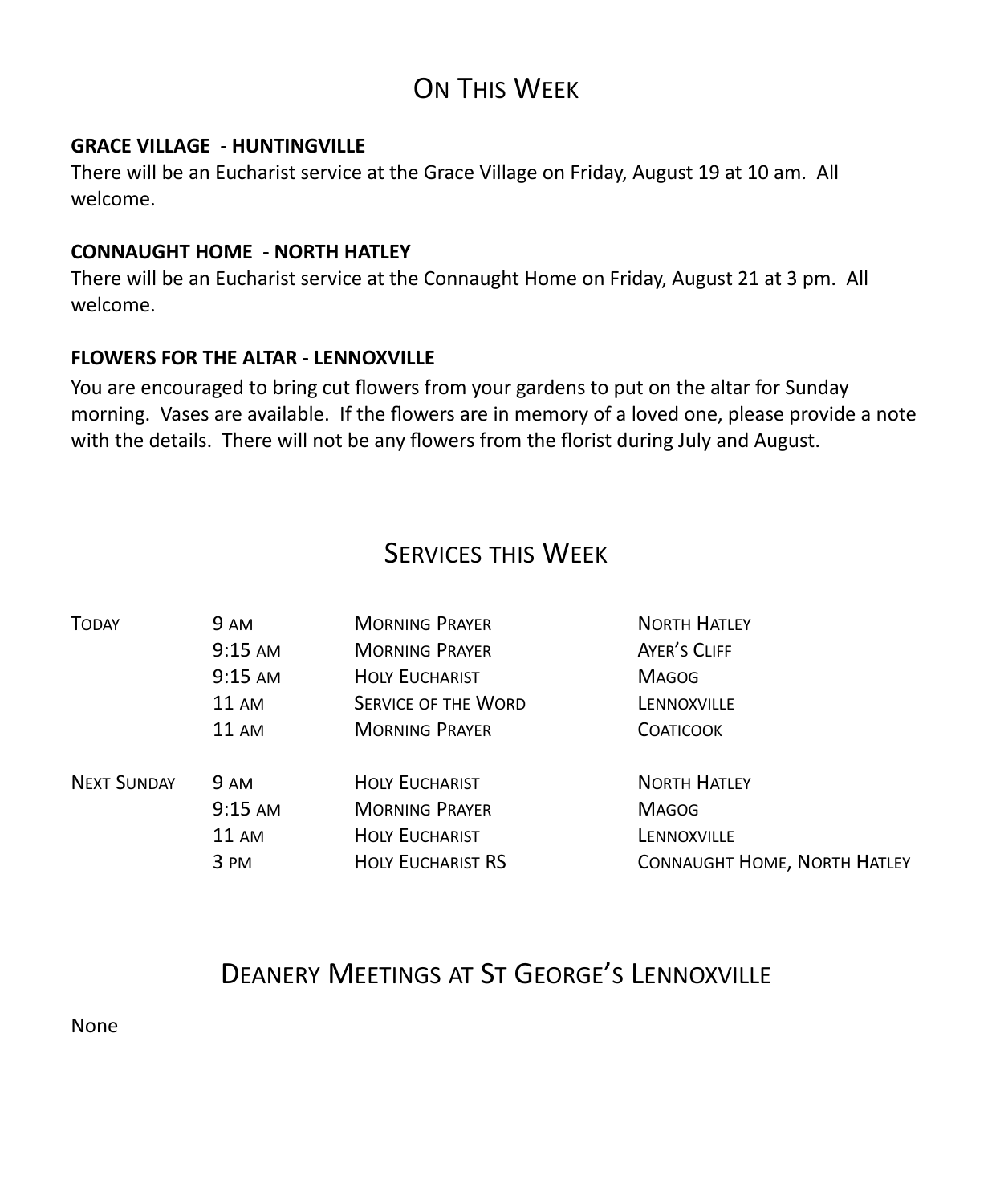## On This Week

**GRACE VILLAGE - HUNTINGVILLE**
There will be an Eucharist service at the Grace Village on Friday, August 19 at 10 am. All welcome.

**CONNAUGHT HOME - NORTH HATLEY**
There will be an Eucharist service at the Connaught Home on Friday, August 21 at 3 pm. All welcome.

**FLOWERS FOR THE ALTAR - LENNOXVILLE**
You are encouraged to bring cut flowers from your gardens to put on the altar for Sunday morning. Vases are available. If the flowers are in memory of a loved one, please provide a note with the details. There will not be any flowers from the florist during July and August.

## Services this Week

| | | | |
|---|---|---|---|
| Today | 9 am | Morning Prayer | North Hatley |
| | 9:15 am | Morning Prayer | Ayer's Cliff |
| | 9:15 am | Holy Eucharist | Magog |
| | 11 am | Service of the Word | Lennoxville |
| | 11 am | Morning Prayer | Coaticook |
| Next Sunday | 9 am | Holy Eucharist | North Hatley |
| | 9:15 am | Morning Prayer | Magog |
| | 11 am | Holy Eucharist | Lennoxville |
| | 3 pm | Holy Eucharist RS | Connaught Home, North Hatley |

## Deanery Meetings at St George's Lennoxville

None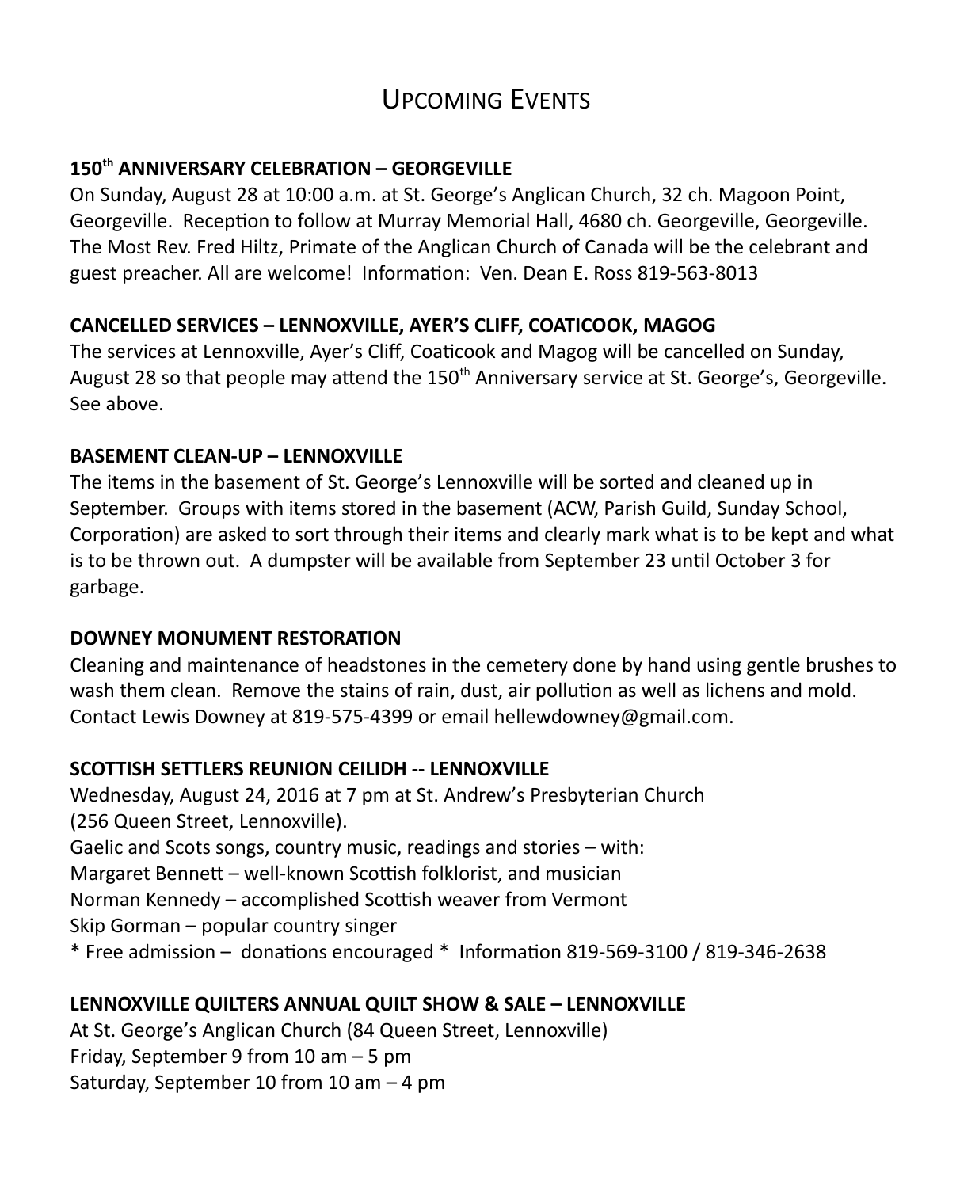# Upcoming Events

**150th ANNIVERSARY CELEBRATION – GEORGEVILLE**

On Sunday, August 28 at 10:00 a.m. at St. George's Anglican Church, 32 ch. Magoon Point, Georgeville. Reception to follow at Murray Memorial Hall, 4680 ch. Georgeville, Georgeville. The Most Rev. Fred Hiltz, Primate of the Anglican Church of Canada will be the celebrant and guest preacher. All are welcome! Information: Ven. Dean E. Ross 819-563-8013

**CANCELLED SERVICES – LENNOXVILLE, AYER'S CLIFF, COATICOOK, MAGOG**

The services at Lennoxville, Ayer's Cliff, Coaticook and Magog will be cancelled on Sunday, August 28 so that people may attend the 150th Anniversary service at St. George's, Georgeville. See above.

**BASEMENT CLEAN-UP – LENNOXVILLE**

The items in the basement of St. George's Lennoxville will be sorted and cleaned up in September. Groups with items stored in the basement (ACW, Parish Guild, Sunday School, Corporation) are asked to sort through their items and clearly mark what is to be kept and what is to be thrown out. A dumpster will be available from September 23 until October 3 for garbage.

**DOWNEY MONUMENT RESTORATION**

Cleaning and maintenance of headstones in the cemetery done by hand using gentle brushes to wash them clean. Remove the stains of rain, dust, air pollution as well as lichens and mold. Contact Lewis Downey at 819-575-4399 or email hellewdowney@gmail.com.

**SCOTTISH SETTLERS REUNION CEILIDH -- LENNOXVILLE**

Wednesday, August 24, 2016 at 7 pm at St. Andrew's Presbyterian Church
(256 Queen Street, Lennoxville).
Gaelic and Scots songs, country music, readings and stories – with:
Margaret Bennett – well-known Scottish folklorist, and musician
Norman Kennedy – accomplished Scottish weaver from Vermont
Skip Gorman – popular country singer
* Free admission – donations encouraged * Information 819-569-3100 / 819-346-2638

**LENNOXVILLE QUILTERS ANNUAL QUILT SHOW & SALE – LENNOXVILLE**

At St. George's Anglican Church (84 Queen Street, Lennoxville)
Friday, September 9 from 10 am – 5 pm
Saturday, September 10 from 10 am – 4 pm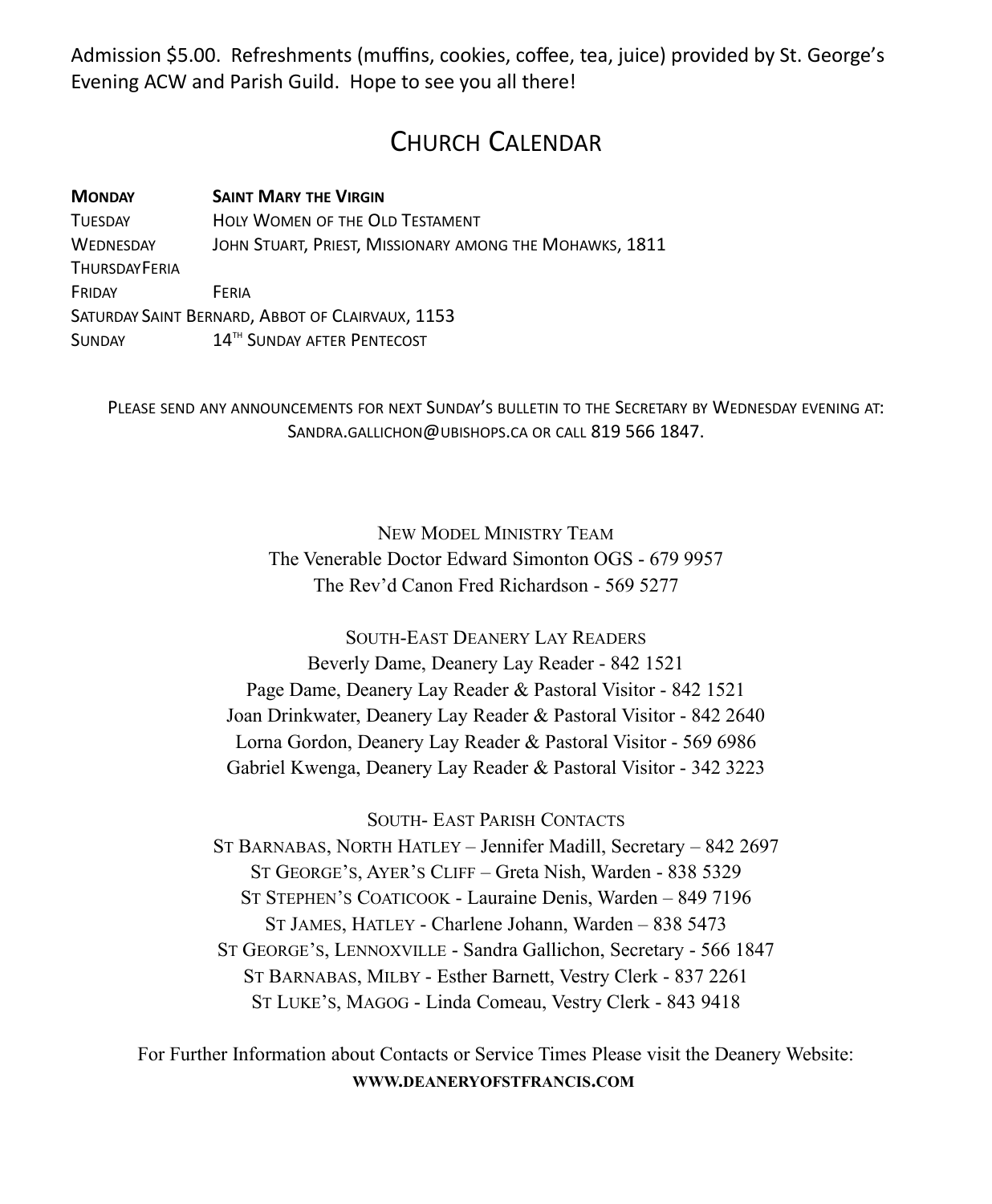Admission $5.00. Refreshments (muffins, cookies, coffee, tea, juice) provided by St. George's Evening ACW and Parish Guild. Hope to see you all there!

## Church Calendar

| | |
|---|---|
| **Monday** | **Saint Mary the Virgin** |
| Tuesday | Holy Women of the Old Testament |
| Wednesday | John Stuart, Priest, Missionary among the Mohawks, 1811 |
| Thursday | Feria |
| Friday | Feria |
| Saturday | Saint Bernard, Abbot of Clairvaux, 1153 |
| Sunday | 14th Sunday after Pentecost |

Please send any announcements for next Sunday's bulletin to the Secretary by Wednesday evening at: Sandra.gallichon@ubishops.ca or call 819 566 1847.

New Model Ministry Team
The Venerable Doctor Edward Simonton OGS - 679 9957
The Rev'd Canon Fred Richardson - 569 5277

South-East Deanery Lay Readers
Beverly Dame, Deanery Lay Reader - 842 1521
Page Dame, Deanery Lay Reader & Pastoral Visitor - 842 1521
Joan Drinkwater, Deanery Lay Reader & Pastoral Visitor - 842 2640
Lorna Gordon, Deanery Lay Reader & Pastoral Visitor - 569 6986
Gabriel Kwenga, Deanery Lay Reader & Pastoral Visitor - 342 3223

South- East Parish Contacts
St Barnabas, North Hatley – Jennifer Madill, Secretary – 842 2697
St George's, Ayer's Cliff – Greta Nish, Warden - 838 5329
St Stephen's Coaticook - Lauraine Denis, Warden – 849 7196
St James, Hatley - Charlene Johann, Warden – 838 5473
St George's, Lennoxville - Sandra Gallichon, Secretary - 566 1847
St Barnabas, Milby - Esther Barnett, Vestry Clerk - 837 2261
St Luke's, Magog - Linda Comeau, Vestry Clerk - 843 9418

For Further Information about Contacts or Service Times Please visit the Deanery Website:
**WWW.DEANERYOFSTFRANCIS.COM**